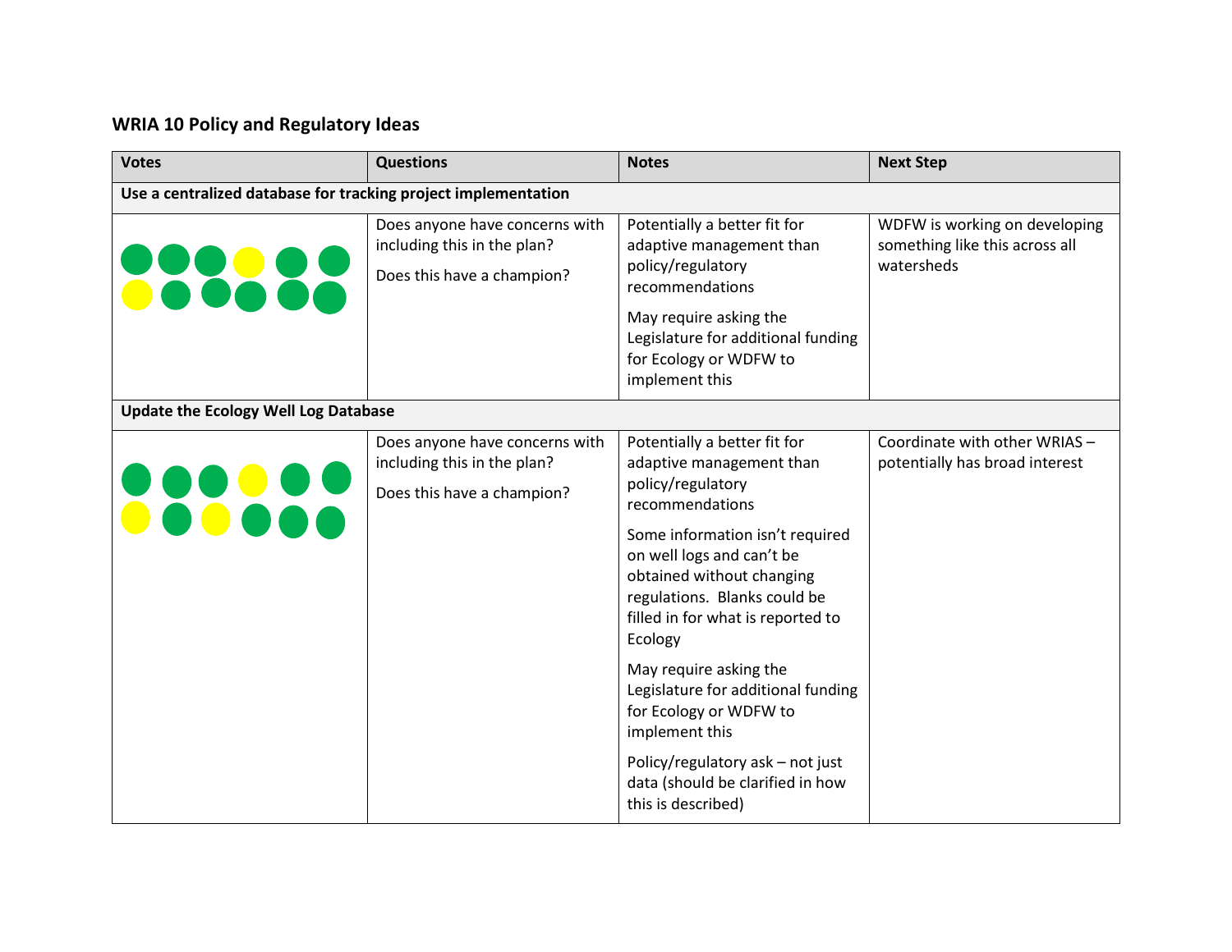## WRIA 10 Policy and Regulatory Ideas

| Votes | Questions | Notes | Next Step |
|---|---|---|---|
| **Use a centralized database for tracking project implementation** | | | |
| | Does anyone have concerns with including this in the plan?<br><br>Does this have a champion? | Potentially a better fit for adaptive management than policy/regulatory recommendations<br><br>May require asking the Legislature for additional funding for Ecology or WDFW to implement this | WDFW is working on developing something like this across all watersheds |
| **Update the Ecology Well Log Database** | | | |
| | Does anyone have concerns with including this in the plan?<br><br>Does this have a champion? | Potentially a better fit for adaptive management than policy/regulatory recommendations<br><br>Some information isn't required on well logs and can't be obtained without changing regulations. Blanks could be filled in for what is reported to Ecology<br><br>May require asking the Legislature for additional funding for Ecology or WDFW to implement this<br><br>Policy/regulatory ask – not just data (should be clarified in how this is described) | Coordinate with other WRIAS – potentially has broad interest |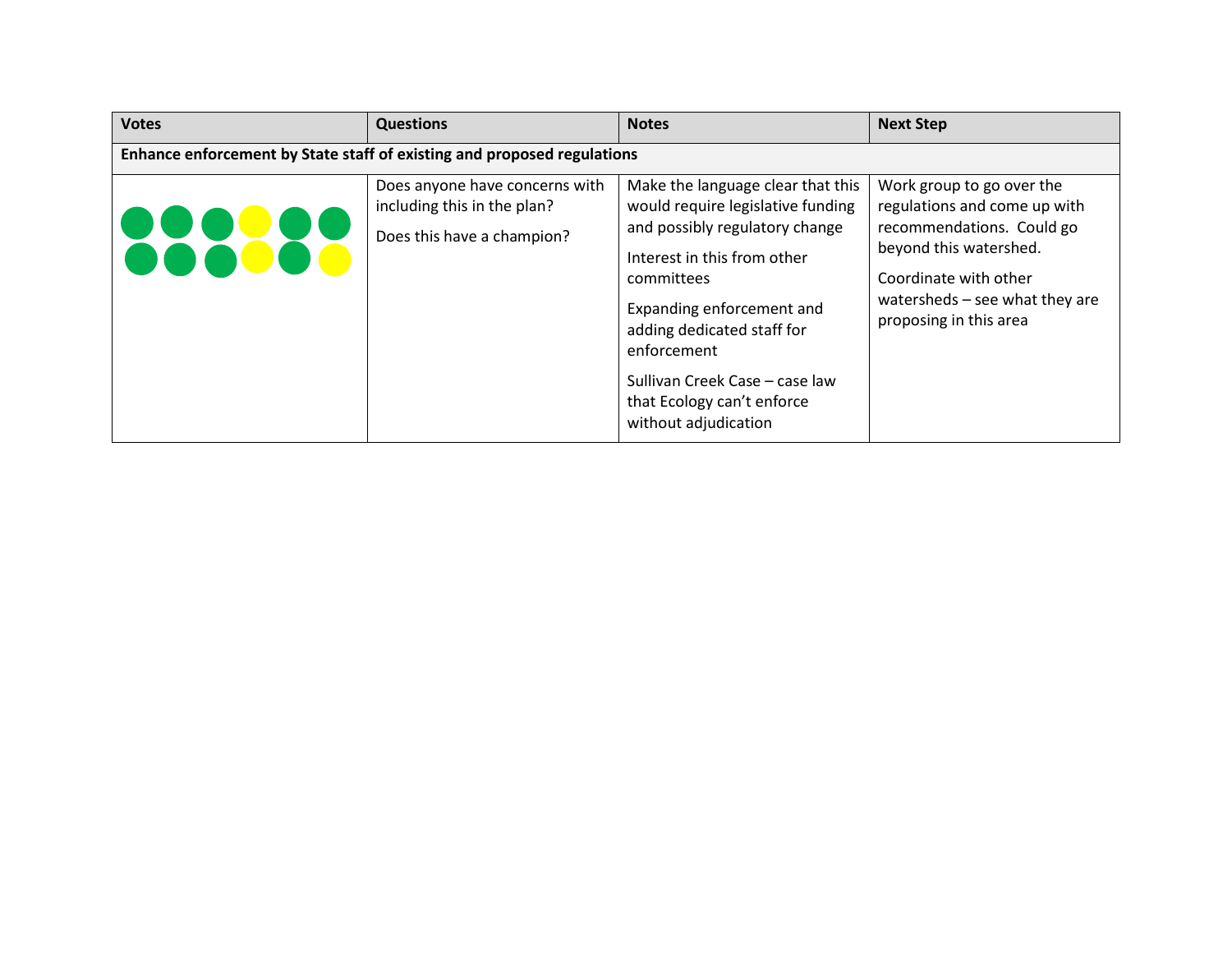| Votes | Questions | Notes | Next Step |
|---|---|---|---|
| **Enhance enforcement by State staff of existing and proposed regulations** | | | |
| | Does anyone have concerns with including this in the plan?<br><br>Does this have a champion? | Make the language clear that this would require legislative funding and possibly regulatory change<br><br>Interest in this from other committees<br><br>Expanding enforcement and adding dedicated staff for enforcement<br><br>Sullivan Creek Case – case law that Ecology can't enforce without adjudication | Work group to go over the regulations and come up with recommendations. Could go beyond this watershed.<br><br>Coordinate with other watersheds – see what they are proposing in this area |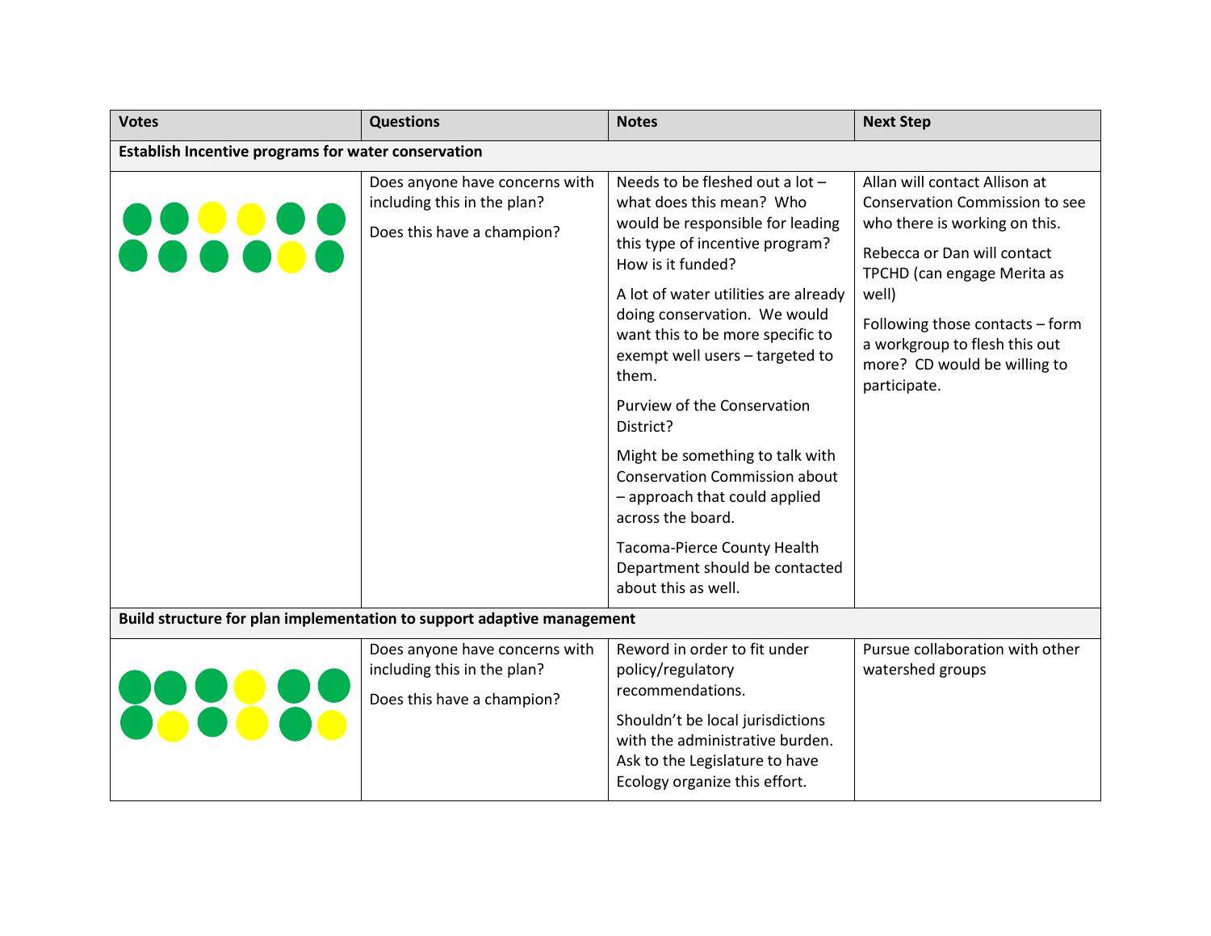| Votes | Questions | Notes | Next Step |
|---|---|---|---|
| **Establish Incentive programs for water conservation** | | | |
| | Does anyone have concerns with including this in the plan?<br><br>Does this have a champion? | Needs to be fleshed out a lot – what does this mean? Who would be responsible for leading this type of incentive program? How is it funded?<br><br>A lot of water utilities are already doing conservation. We would want this to be more specific to exempt well users – targeted to them.<br><br>Purview of the Conservation District?<br><br>Might be something to talk with Conservation Commission about – approach that could applied across the board.<br><br>Tacoma-Pierce County Health Department should be contacted about this as well. | Allan will contact Allison at Conservation Commission to see who there is working on this.<br><br>Rebecca or Dan will contact TPCHD (can engage Merita as well)<br><br>Following those contacts – form a workgroup to flesh this out more? CD would be willing to participate. |
| **Build structure for plan implementation to support adaptive management** | | | |
| | Does anyone have concerns with including this in the plan?<br><br>Does this have a champion? | Reword in order to fit under policy/regulatory recommendations.<br><br>Shouldn't be local jurisdictions with the administrative burden. Ask to the Legislature to have Ecology organize this effort. | Pursue collaboration with other watershed groups |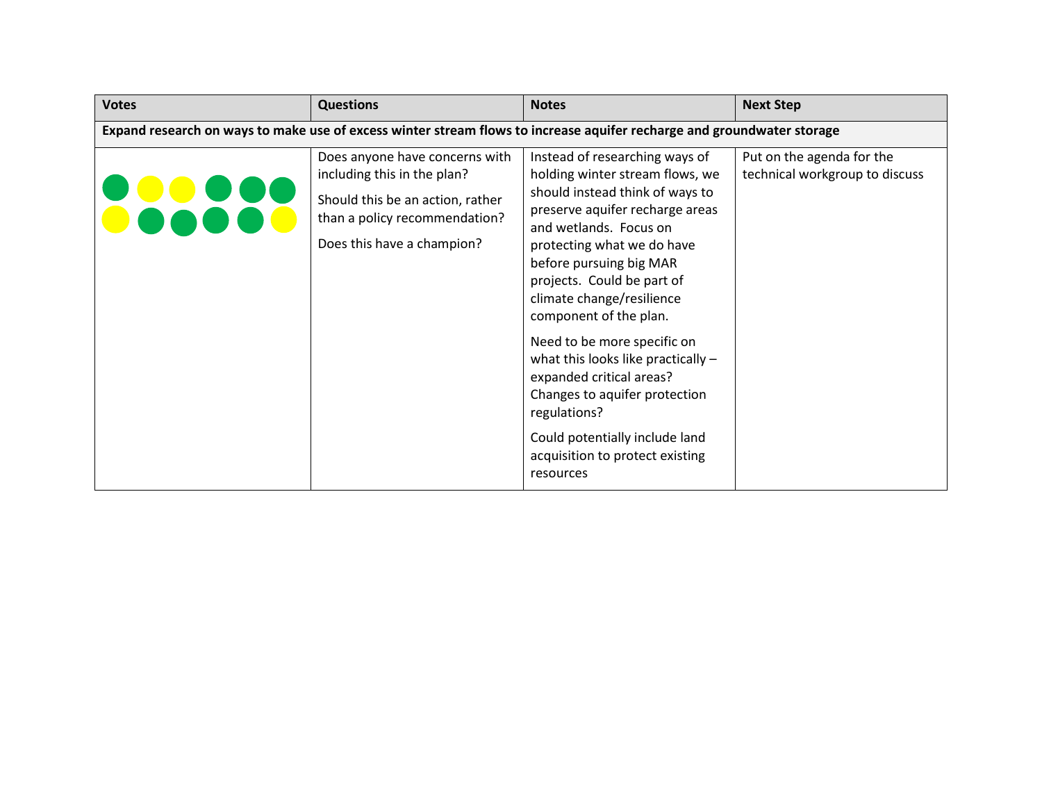| Votes | Questions | Notes | Next Step |
| --- | --- | --- | --- |
| **Expand research on ways to make use of excess winter stream flows to increase aquifer recharge and groundwater storage** | | | |
| | Does anyone have concerns with including this in the plan?<br><br>Should this be an action, rather than a policy recommendation?<br><br>Does this have a champion? | Instead of researching ways of holding winter stream flows, we should instead think of ways to preserve aquifer recharge areas and wetlands. Focus on protecting what we do have before pursuing big MAR projects. Could be part of climate change/resilience component of the plan.<br><br>Need to be more specific on what this looks like practically – expanded critical areas? Changes to aquifer protection regulations?<br><br>Could potentially include land acquisition to protect existing resources | Put on the agenda for the technical workgroup to discuss |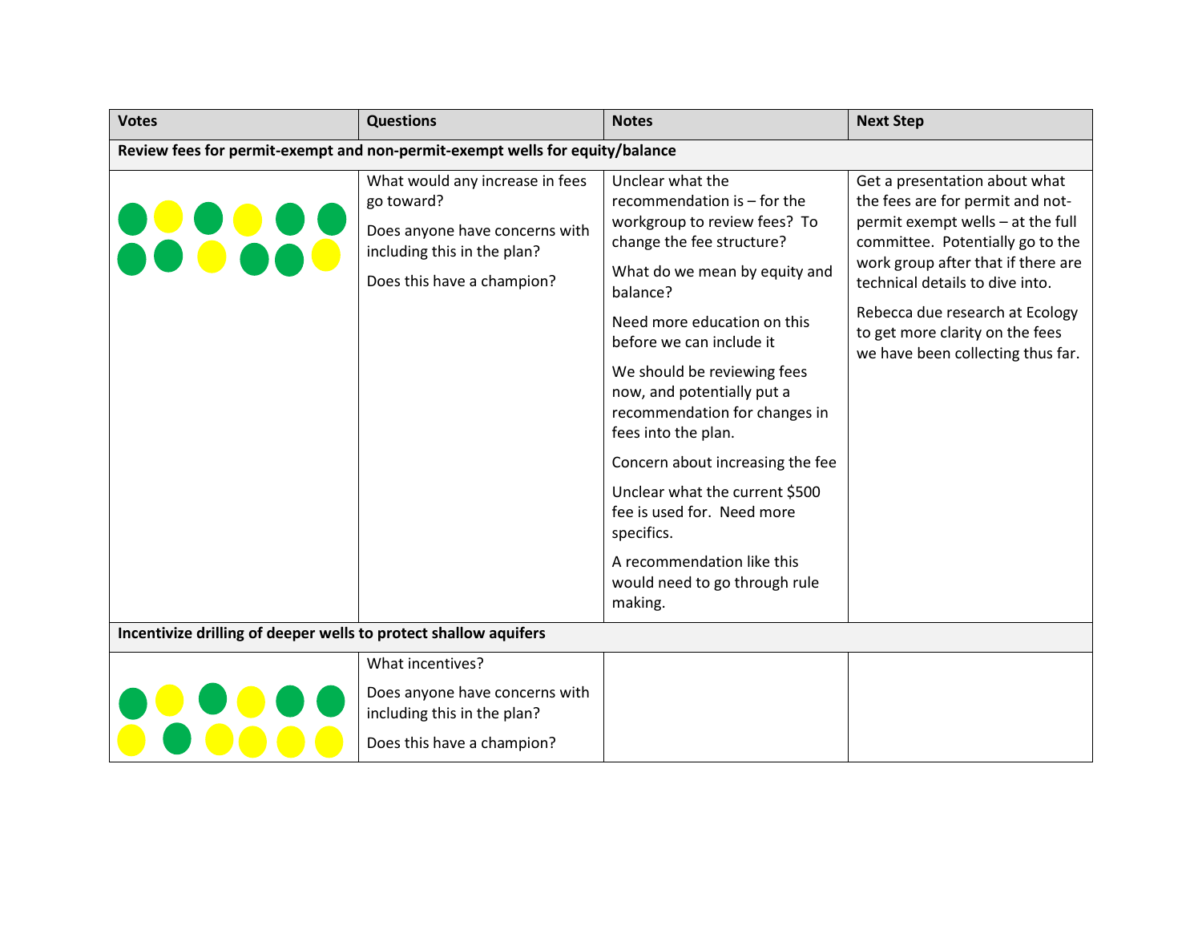| Votes | Questions | Notes | Next Step |
|---|---|---|---|
| **Review fees for permit-exempt and non-permit-exempt wells for equity/balance** | | | |
| | What would any increase in fees go toward?<br><br>Does anyone have concerns with including this in the plan?<br><br>Does this have a champion? | Unclear what the recommendation is – for the workgroup to review fees? To change the fee structure?<br><br>What do we mean by equity and balance?<br><br>Need more education on this before we can include it<br><br>We should be reviewing fees now, and potentially put a recommendation for changes in fees into the plan.<br><br>Concern about increasing the fee<br><br>Unclear what the current $500 fee is used for. Need more specifics.<br><br>A recommendation like this would need to go through rule making. | Get a presentation about what the fees are for permit and not-permit exempt wells – at the full committee. Potentially go to the work group after that if there are technical details to dive into.<br><br>Rebecca due research at Ecology to get more clarity on the fees we have been collecting thus far. |
| **Incentivize drilling of deeper wells to protect shallow aquifers** | | | |
| | What incentives?<br><br>Does anyone have concerns with including this in the plan?<br><br>Does this have a champion? | | |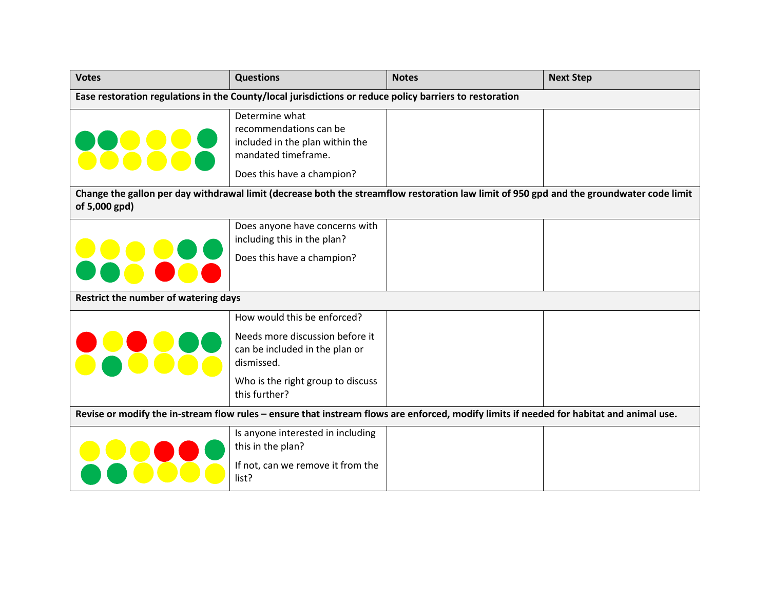| Votes | Questions | Notes | Next Step |
| --- | --- | --- | --- |
| **Ease restoration regulations in the County/local jurisdictions or reduce policy barriers to restoration** | | | |
| | Determine what recommendations can be included in the plan within the mandated timeframe.<br><br>Does this have a champion? | | |
| **Change the gallon per day withdrawal limit (decrease both the streamflow restoration law limit of 950 gpd and the groundwater code limit of 5,000 gpd)** | | | |
| | Does anyone have concerns with including this in the plan?<br><br>Does this have a champion? | | |
| **Restrict the number of watering days** | | | |
| | How would this be enforced?<br><br>Needs more discussion before it can be included in the plan or dismissed.<br><br>Who is the right group to discuss this further? | | |
| **Revise or modify the in-stream flow rules – ensure that instream flows are enforced, modify limits if needed for habitat and animal use.** | | | |
| | Is anyone interested in including this in the plan?<br><br>If not, can we remove it from the list? | | |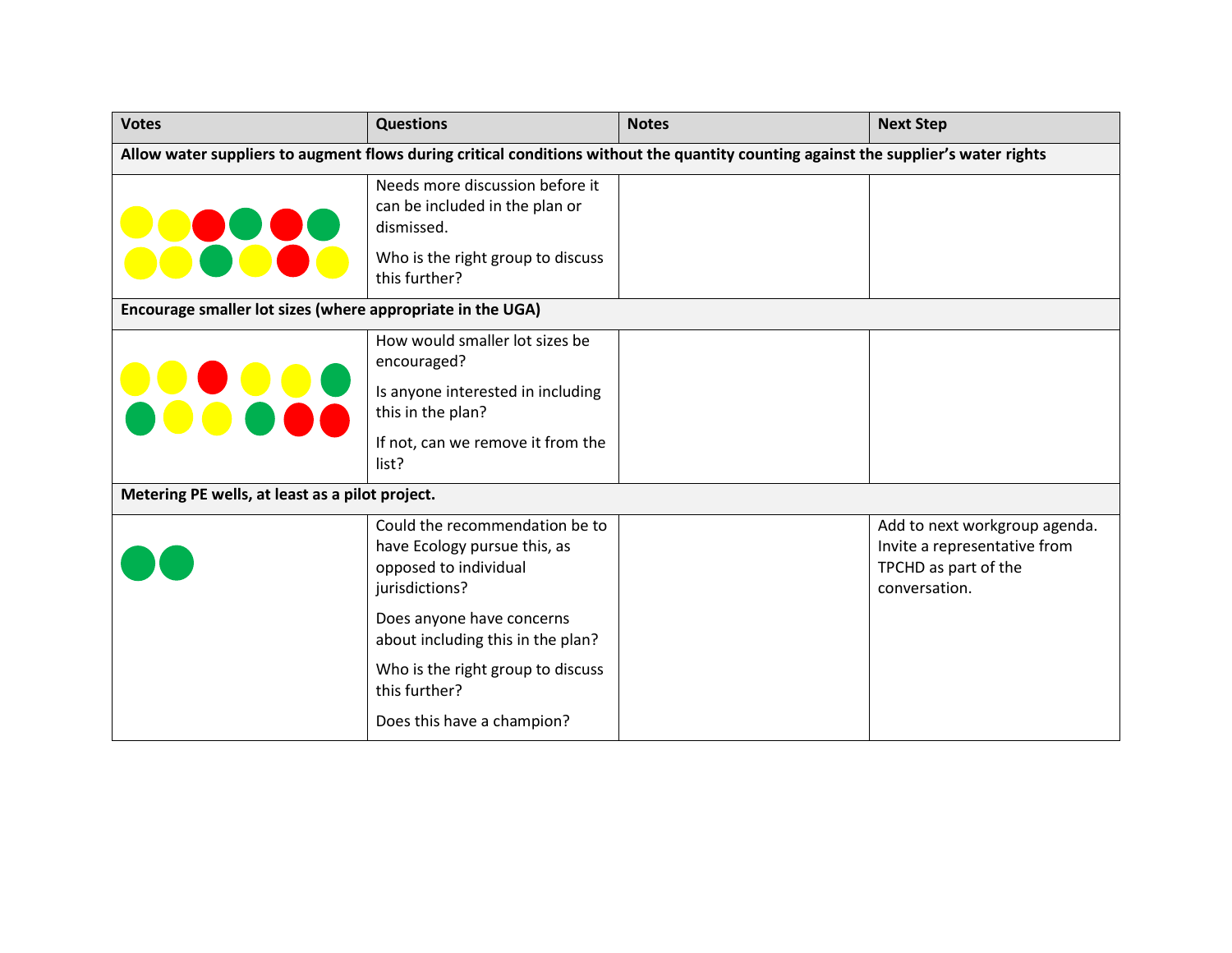| Votes | Questions | Notes | Next Step |
|---|---|---|---|
| **Allow water suppliers to augment flows during critical conditions without the quantity counting against the supplier's water rights** | | | |
| | Needs more discussion before it can be included in the plan or dismissed. Who is the right group to discuss this further? | | |
| **Encourage smaller lot sizes (where appropriate in the UGA)** | | | |
| | How would smaller lot sizes be encouraged? Is anyone interested in including this in the plan? If not, can we remove it from the list? | | |
| **Metering PE wells, at least as a pilot project.** | | | |
| | Could the recommendation be to have Ecology pursue this, as opposed to individual jurisdictions? Does anyone have concerns about including this in the plan? Who is the right group to discuss this further? Does this have a champion? | | Add to next workgroup agenda. Invite a representative from TPCHD as part of the conversation. |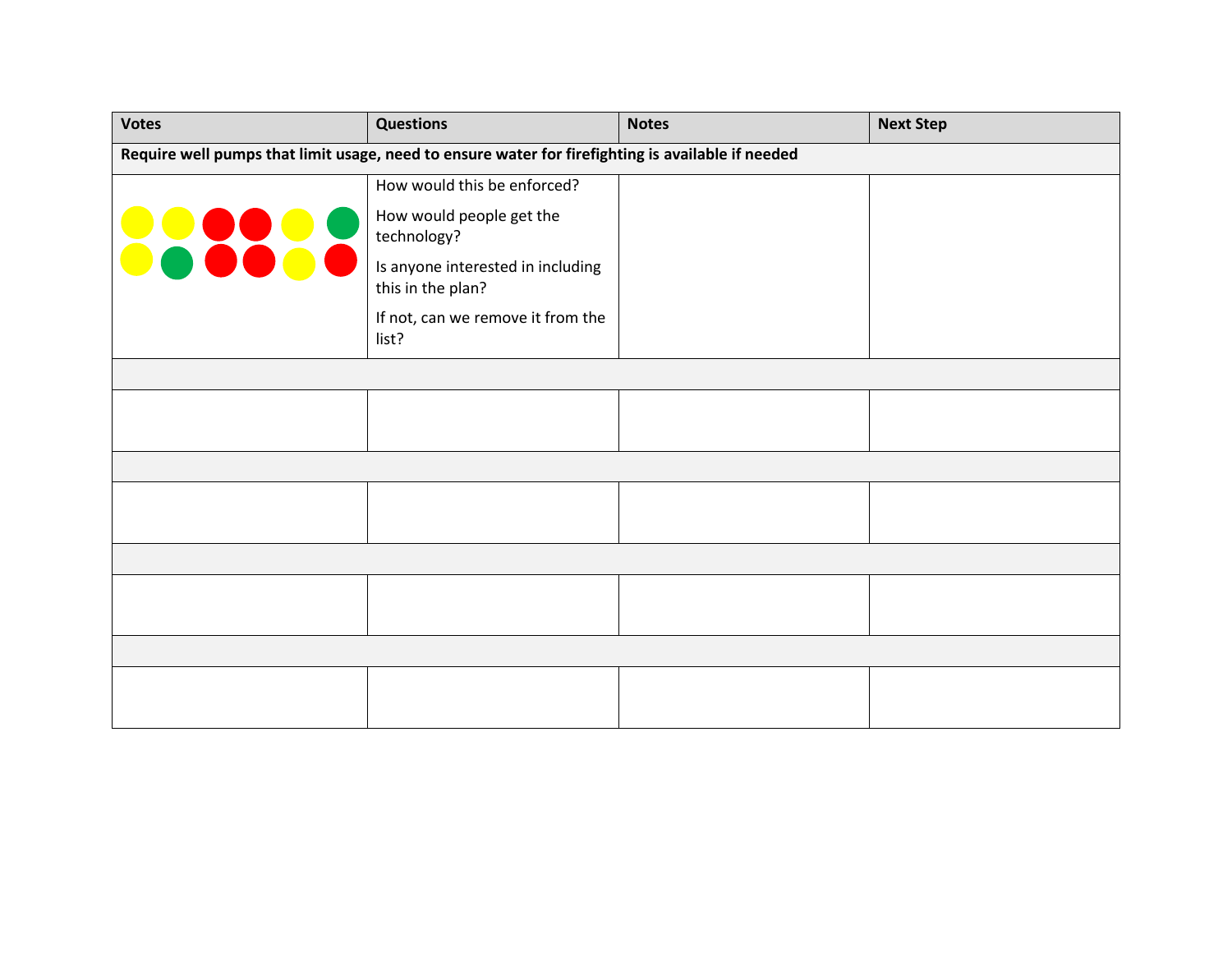| Votes | Questions | Notes | Next Step |
|---|---|---|---|
| **Require well pumps that limit usage, need to ensure water for firefighting is available if needed** | | | |
| | How would this be enforced?<br><br>How would people get the technology?<br><br>Is anyone interested in including this in the plan?<br><br>If not, can we remove it from the list? | | |
| | | | |
| | | | |
| | | | |
| | | | |
| | | | |
| | | | |
| | | | |
| | | | |